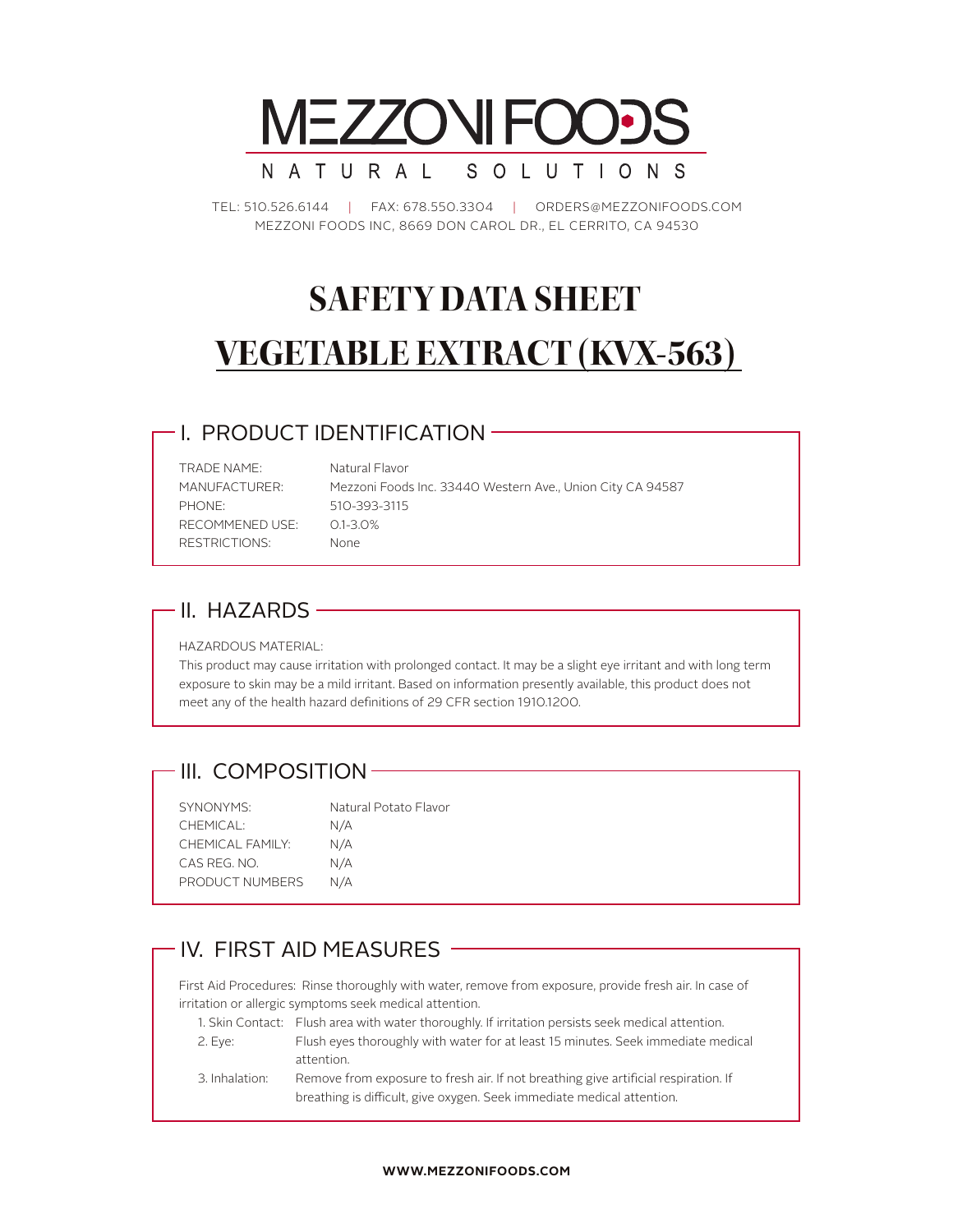# MEZZONI FOODS

NATURAL SOLUTIONS

TEL: 510.526.6144 | FAX: 678.550.3304 | ORDERS@MEZZONIFOODS.COM
MEZZONI FOODS INC, 8669 DON CAROL DR., EL CERRITO, CA 94530

# SAFETY DATA SHEET

# VEGETABLE EXTRACT (KVX-563)

## I. PRODUCT IDENTIFICATION

| | |
|---|---|
| TRADE NAME: | Natural Flavor |
| MANUFACTURER: | Mezzoni Foods Inc. 33440 Western Ave., Union City CA 94587 |
| PHONE: | 510-393-3115 |
| RECOMMENED USE: | 0.1-3.0% |
| RESTRICTIONS: | None |

## II. HAZARDS

HAZARDOUS MATERIAL:

This product may cause irritation with prolonged contact. It may be a slight eye irritant and with long term exposure to skin may be a mild irritant. Based on information presently available, this product does not meet any of the health hazard definitions of 29 CFR section 1910.1200.

## III. COMPOSITION

| | |
|---|---|
| SYNONYMS: | Natural Potato Flavor |
| CHEMICAL: | N/A |
| CHEMICAL FAMILY: | N/A |
| CAS REG. NO. | N/A |
| PRODUCT NUMBERS | N/A |

## IV. FIRST AID MEASURES

First Aid Procedures: Rinse thoroughly with water, remove from exposure, provide fresh air. In case of irritation or allergic symptoms seek medical attention.

1. Skin Contact: Flush area with water thoroughly. If irritation persists seek medical attention.
2. Eye: Flush eyes thoroughly with water for at least 15 minutes. Seek immediate medical attention.
3. Inhalation: Remove from exposure to fresh air. If not breathing give artificial respiration. If breathing is difficult, give oxygen. Seek immediate medical attention.

**WWW.MEZZONIFOODS.COM**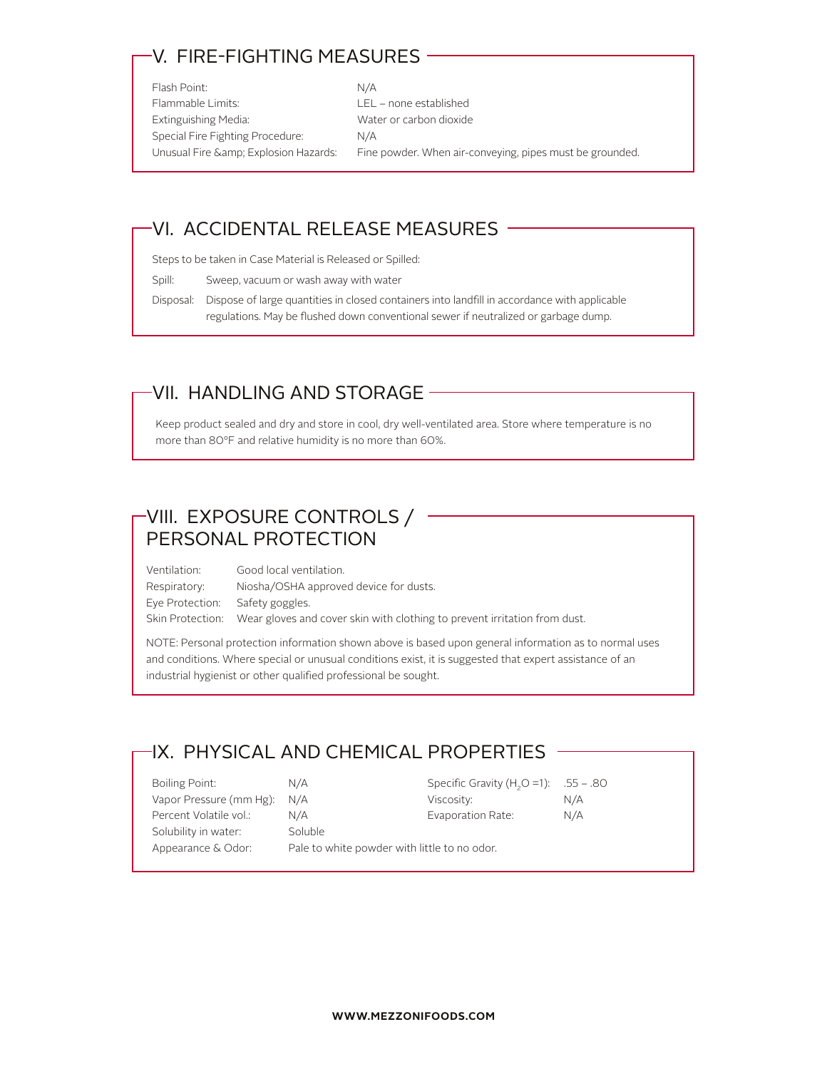## V. FIRE-FIGHTING MEASURES

| | |
|---|---|
| Flash Point: | N/A |
| Flammable Limits: | LEL – none established |
| Extinguishing Media: | Water or carbon dioxide |
| Special Fire Fighting Procedure: | N/A |
| Unusual Fire &amp; Explosion Hazards: | Fine powder. When air-conveying, pipes must be grounded. |

## VI. ACCIDENTAL RELEASE MEASURES

Steps to be taken in Case Material is Released or Spilled:

Spill: Sweep, vacuum or wash away with water

Disposal: Dispose of large quantities in closed containers into landfill in accordance with applicable regulations. May be flushed down conventional sewer if neutralized or garbage dump.

## VII. HANDLING AND STORAGE

Keep product sealed and dry and store in cool, dry well-ventilated area. Store where temperature is no more than 80°F and relative humidity is no more than 60%.

## VIII. EXPOSURE CONTROLS / PERSONAL PROTECTION

| | |
|---|---|
| Ventilation: | Good local ventilation. |
| Respiratory: | Niosha/OSHA approved device for dusts. |
| Eye Protection: | Safety goggles. |
| Skin Protection: | Wear gloves and cover skin with clothing to prevent irritation from dust. |

NOTE: Personal protection information shown above is based upon general information as to normal uses and conditions. Where special or unusual conditions exist, it is suggested that expert assistance of an industrial hygienist or other qualified professional be sought.

## IX. PHYSICAL AND CHEMICAL PROPERTIES

| | | | |
|---|---|---|---|
| Boiling Point: | N/A | Specific Gravity ($H_2O$ =1): | .55 – .80 |
| Vapor Pressure (mm Hg): | N/A | Viscosity: | N/A |
| Percent Volatile vol.: | N/A | Evaporation Rate: | N/A |
| Solubility in water: | Soluble | | |
| Appearance & Odor: | Pale to white powder with little to no odor. | | |

WWW.MEZZONIFOODS.COM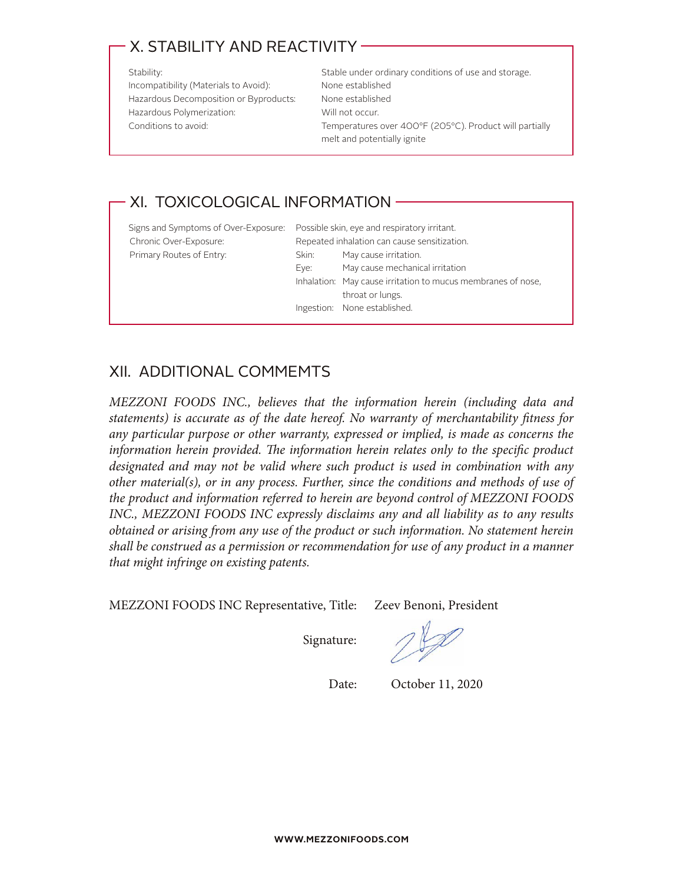## X. STABILITY AND REACTIVITY

| | |
|---|---|
| Stability: | Stable under ordinary conditions of use and storage. |
| Incompatibility (Materials to Avoid): | None established |
| Hazardous Decomposition or Byproducts: | None established |
| Hazardous Polymerization: | Will not occur. |
| Conditions to avoid: | Temperatures over 400°F (205°C). Product will partially melt and potentially ignite |

## XI. TOXICOLOGICAL INFORMATION

| | | |
|---|---|---|
| Signs and Symptoms of Over-Exposure: | Possible skin, eye and respiratory irritant. | |
| Chronic Over-Exposure: | Repeated inhalation can cause sensitization. | |
| Primary Routes of Entry: | Skin: | May cause irritation. |
| | Eye: | May cause mechanical irritation |
| | Inhalation: | May cause irritation to mucus membranes of nose, throat or lungs. |
| | Ingestion: | None established. |

## XII. ADDITIONAL COMMEMTS

*MEZZONI FOODS INC., believes that the information herein (including data and statements) is accurate as of the date hereof. No warranty of merchantability fitness for any particular purpose or other warranty, expressed or implied, is made as concerns the information herein provided. The information herein relates only to the specific product designated and may not be valid where such product is used in combination with any other material(s), or in any process. Further, since the conditions and methods of use of the product and information referred to herein are beyond control of MEZZONI FOODS INC., MEZZONI FOODS INC expressly disclaims any and all liability as to any results obtained or arising from any use of the product or such information. No statement herein shall be construed as a permission or recommendation for use of any product in a manner that might infringe on existing patents.*

MEZZONI FOODS INC Representative, Title: Zeev Benoni, President

Signature:

Date: October 11, 2020

WWW.MEZZONIFOODS.COM